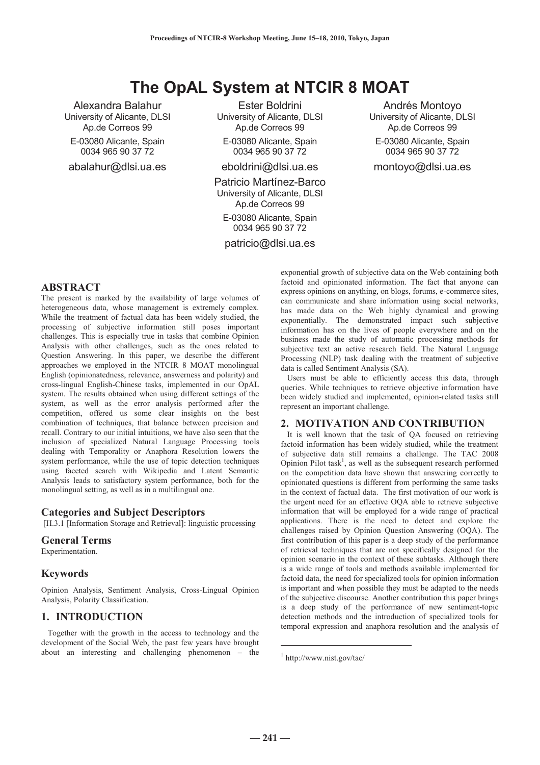# The OpAL System at NTCIR 8 MOAT

Alexandra Balahur
University of Alicante, DLSI
Ap.de Correos 99
E-03080 Alicante, Spain
0034 965 90 37 72
abalahur@dlsi.ua.es

Ester Boldrini
University of Alicante, DLSI
Ap.de Correos 99
E-03080 Alicante, Spain
0034 965 90 37 72
eboldrini@dlsi.ua.es

Andrés Montoyo
University of Alicante, DLSI
Ap.de Correos 99
E-03080 Alicante, Spain
0034 965 90 37 72
montoyo@dlsi.ua.es

Patricio Martínez-Barco
University of Alicante, DLSI
Ap.de Correos 99
E-03080 Alicante, Spain
0034 965 90 37 72
patricio@dlsi.ua.es

## ABSTRACT

The present is marked by the availability of large volumes of heterogeneous data, whose management is extremely complex. While the treatment of factual data has been widely studied, the processing of subjective information still poses important challenges. This is especially true in tasks that combine Opinion Analysis with other challenges, such as the ones related to Question Answering. In this paper, we describe the different approaches we employed in the NTCIR 8 MOAT monolingual English (opinionatedness, relevance, answerness and polarity) and cross-lingual English-Chinese tasks, implemented in our OpAL system. The results obtained when using different settings of the system, as well as the error analysis performed after the competition, offered us some clear insights on the best combination of techniques, that balance between precision and recall. Contrary to our initial intuitions, we have also seen that the inclusion of specialized Natural Language Processing tools dealing with Temporality or Anaphora Resolution lowers the system performance, while the use of topic detection techniques using faceted search with Wikipedia and Latent Semantic Analysis leads to satisfactory system performance, both for the monolingual setting, as well as in a multilingual one.

### Categories and Subject Descriptors

[H.3.1 [Information Storage and Retrieval]: linguistic processing

### General Terms

Experimentation.

### Keywords

Opinion Analysis, Sentiment Analysis, Cross-Lingual Opinion Analysis, Polarity Classification.

## 1. INTRODUCTION

Together with the growth in the access to technology and the development of the Social Web, the past few years have brought about an interesting and challenging phenomenon – the exponential growth of subjective data on the Web containing both factoid and opinionated information. The fact that anyone can express opinions on anything, on blogs, forums, e-commerce sites, can communicate and share information using social networks, has made data on the Web highly dynamical and growing exponentially. The demonstrated impact such subjective information has on the lives of people everywhere and on the business made the study of automatic processing methods for subjective text an active research field. The Natural Language Processing (NLP) task dealing with the treatment of subjective data is called Sentiment Analysis (SA).

Users must be able to efficiently access this data, through queries. While techniques to retrieve objective information have been widely studied and implemented, opinion-related tasks still represent an important challenge.

## 2. MOTIVATION AND CONTRIBUTION

It is well known that the task of QA focused on retrieving factoid information has been widely studied, while the treatment of subjective data still remains a challenge. The TAC 2008 Opinion Pilot task[1], as well as the subsequent research performed on the competition data have shown that answering correctly to opinionated questions is different from performing the same tasks in the context of factual data. The first motivation of our work is the urgent need for an effective OQA able to retrieve subjective information that will be employed for a wide range of practical applications. There is the need to detect and explore the challenges raised by Opinion Question Answering (OQA). The first contribution of this paper is a deep study of the performance of retrieval techniques that are not specifically designed for the opinion scenario in the context of these subtasks. Although there is a wide range of tools and methods available implemented for factoid data, the need for specialized tools for opinion information is important and when possible they must be adapted to the needs of the subjective discourse. Another contribution this paper brings is a deep study of the performance of new sentiment-topic detection methods and the introduction of specialized tools for temporal expression and anaphora resolution and the analysis of

[1] http://www.nist.gov/tac/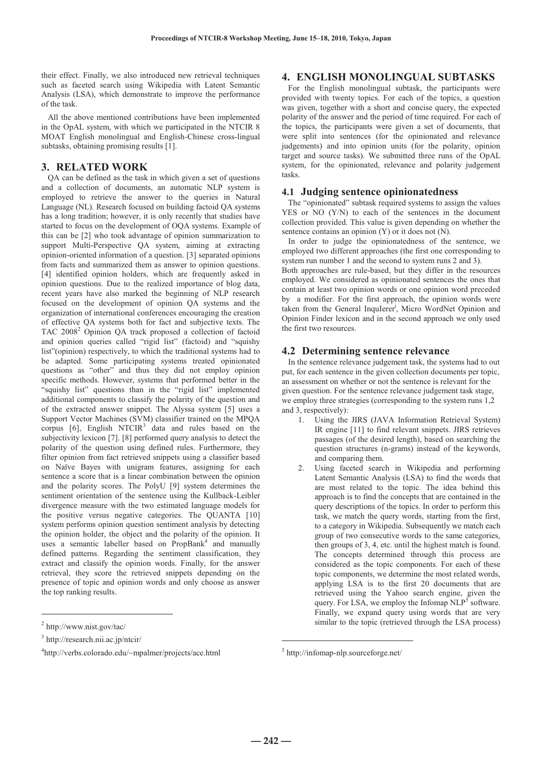their effect. Finally, we also introduced new retrieval techniques such as faceted search using Wikipedia with Latent Semantic Analysis (LSA), which demonstrate to improve the performance of the task.

All the above mentioned contributions have been implemented in the OpAL system, with which we participated in the NTCIR 8 MOAT English monolingual and English-Chinese cross-lingual subtasks, obtaining promising results [1].

## 3. RELATED WORK

QA can be defined as the task in which given a set of questions and a collection of documents, an automatic NLP system is employed to retrieve the answer to the queries in Natural Language (NL). Research focused on building factoid QA systems has a long tradition; however, it is only recently that studies have started to focus on the development of OQA systems. Example of this can be [2] who took advantage of opinion summarization to support Multi-Perspective QA system, aiming at extracting opinion-oriented information of a question. [3] separated opinions from facts and summarized them as answer to opinion questions. [4] identified opinion holders, which are frequently asked in opinion questions. Due to the realized importance of blog data, recent years have also marked the beginning of NLP research focused on the development of opinion QA systems and the organization of international conferences encouraging the creation of effective QA systems both for fact and subjective texts. The TAC 2008[2] Opinion QA track proposed a collection of factoid and opinion queries called "rigid list" (factoid) and "squishy list"(opinion) respectively, to which the traditional systems had to be adapted. Some participating systems treated opinionated questions as "other" and thus they did not employ opinion specific methods. However, systems that performed better in the "squishy list" questions than in the "rigid list" implemented additional components to classify the polarity of the question and of the extracted answer snippet. The Alyssa system [5] uses a Support Vector Machines (SVM) classifier trained on the MPQA corpus [6], English NTCIR[3] data and rules based on the subjectivity lexicon [7]. [8] performed query analysis to detect the polarity of the question using defined rules. Furthermore, they filter opinion from fact retrieved snippets using a classifier based on Naïve Bayes with unigram features, assigning for each sentence a score that is a linear combination between the opinion and the polarity scores. The PolyU [9] system determines the sentiment orientation of the sentence using the Kullback-Leibler divergence measure with the two estimated language models for the positive versus negative categories. The QUANTA [10] system performs opinion question sentiment analysis by detecting the opinion holder, the object and the polarity of the opinion. It uses a semantic labeller based on PropBank[4] and manually defined patterns. Regarding the sentiment classification, they extract and classify the opinion words. Finally, for the answer retrieval, they score the retrieved snippets depending on the presence of topic and opinion words and only choose as answer the top ranking results.

## 4. ENGLISH MONOLINGUAL SUBTASKS

For the English monolingual subtask, the participants were provided with twenty topics. For each of the topics, a question was given, together with a short and concise query, the expected polarity of the answer and the period of time required. For each of the topics, the participants were given a set of documents, that were split into sentences (for the opinionated and relevance judgements) and into opinion units (for the polarity, opinion target and source tasks). We submitted three runs of the OpAL system, for the opinionated, relevance and polarity judgement tasks.

### 4.1 Judging sentence opinionatedness

The "opinionated" subtask required systems to assign the values YES or NO (Y/N) to each of the sentences in the document collection provided. This value is given depending on whether the sentence contains an opinion (Y) or it does not (N).

In order to judge the opinionatedness of the sentence, we employed two different approaches (the first one corresponding to system run number 1 and the second to system runs 2 and 3).

Both approaches are rule-based, but they differ in the resources employed. We considered as opinionated sentences the ones that contain at least two opinion words or one opinion word preceded by a modifier. For the first approach, the opinion words were taken from the General InquIerer[i], Micro WordNet Opinion and Opinion Finder lexicon and in the second approach we only used the first two resources.

### 4.2 Determining sentence relevance

In the sentence relevance judgement task, the systems had to out put, for each sentence in the given collection documents per topic, an assessment on whether or not the sentence is relevant for the given question. For the sentence relevance judgement task stage, we employ three strategies (corresponding to the system runs 1,2 and 3, respectively):

1. Using the JIRS (JAVA Information Retrieval System) IR engine [11] to find relevant snippets. JIRS retrieves passages (of the desired length), based on searching the question structures (n-grams) instead of the keywords, and comparing them.
2. Using faceted search in Wikipedia and performing Latent Semantic Analysis (LSA) to find the words that are most related to the topic. The idea behind this approach is to find the concepts that are contained in the query descriptions of the topics. In order to perform this task, we match the query words, starting from the first, to a category in Wikipedia. Subsequently we match each group of two consecutive words to the same categories, then groups of 3, 4, etc. until the highest match is found. The concepts determined through this process are considered as the topic components. For each of these topic components, we determine the most related words, applying LSA is to the first 20 documents that are retrieved using the Yahoo search engine, given the query. For LSA, we employ the Infomap NLP[5] software. Finally, we expand query using words that are very similar to the topic (retrieved through the LSA process)

[2] http://www.nist.gov/tac/

[3] http://research.nii.ac.jp/ntcir/

[4] http://verbs.colorado.edu/~mpalmer/projects/ace.html

[5] http://infomap-nlp.sourceforge.net/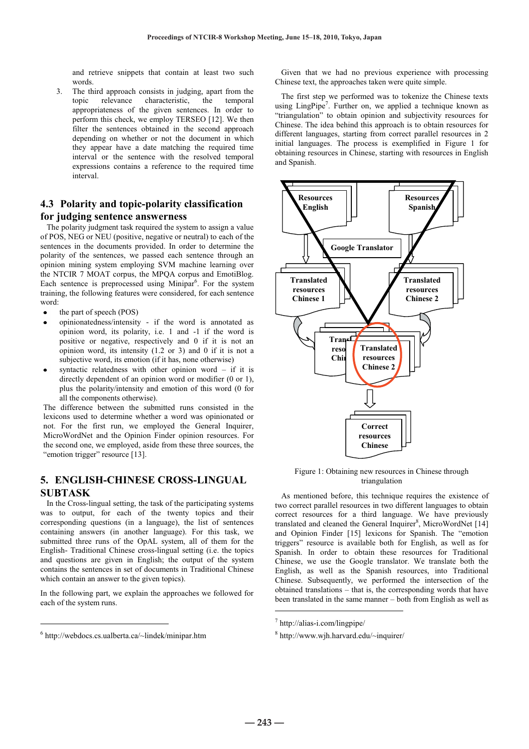and retrieve snippets that contain at least two such words.

3. The third approach consists in judging, apart from the topic relevance characteristic, the temporal appropriateness of the given sentences. In order to perform this check, we employ TERSEO [12]. We then filter the sentences obtained in the second approach depending on whether or not the document in which they appear have a date matching the required time interval or the sentence with the resolved temporal expressions contains a reference to the required time interval.

## 4.3 Polarity and topic-polarity classification for judging sentence answerness

The polarity judgment task required the system to assign a value of POS, NEG or NEU (positive, negative or neutral) to each of the sentences in the documents provided. In order to determine the polarity of the sentences, we passed each sentence through an opinion mining system employing SVM machine learning over the NTCIR 7 MOAT corpus, the MPQA corpus and EmotiBlog. Each sentence is preprocessed using Minipar[6]. For the system training, the following features were considered, for each sentence word:

- the part of speech (POS)
- opinionatedness/intensity - if the word is annotated as opinion word, its polarity, i.e. 1 and -1 if the word is positive or negative, respectively and 0 if it is not an opinion word, its intensity (1.2 or 3) and 0 if it is not a subjective word, its emotion (if it has, none otherwise)
- syntactic relatedness with other opinion word – if it is directly dependent of an opinion word or modifier (0 or 1), plus the polarity/intensity and emotion of this word (0 for all the components otherwise).

The difference between the submitted runs consisted in the lexicons used to determine whether a word was opinionated or not. For the first run, we employed the General Inquirer, MicroWordNet and the Opinion Finder opinion resources. For the second one, we employed, aside from these three sources, the "emotion trigger" resource [13].

# 5. ENGLISH-CHINESE CROSS-LINGUAL SUBTASK

In the Cross-lingual setting, the task of the participating systems was to output, for each of the twenty topics and their corresponding questions (in a language), the list of sentences containing answers (in another language). For this task, we submitted three runs of the OpAL system, all of them for the English- Traditional Chinese cross-lingual setting (i.e. the topics and questions are given in English; the output of the system contains the sentences in set of documents in Traditional Chinese which contain an answer to the given topics).

In the following part, we explain the approaches we followed for each of the system runs.

Given that we had no previous experience with processing Chinese text, the approaches taken were quite simple.

The first step we performed was to tokenize the Chinese texts using LingPipe[7]. Further on, we applied a technique known as "triangulation" to obtain opinion and subjectivity resources for Chinese. The idea behind this approach is to obtain resources for different languages, starting from correct parallel resources in 2 initial languages. The process is exemplified in Figure 1 for obtaining resources in Chinese, starting with resources in English and Spanish.

Figure 1: Obtaining new resources in Chinese through triangulation

As mentioned before, this technique requires the existence of two correct parallel resources in two different languages to obtain correct resources for a third language. We have previously translated and cleaned the General Inquirer[8], MicroWordNet [14] and Opinion Finder [15] lexicons for Spanish. The "emotion triggers" resource is available both for English, as well as for Spanish. In order to obtain these resources for Traditional Chinese, we use the Google translator. We translate both the English, as well as the Spanish resources, into Traditional Chinese. Subsequently, we performed the intersection of the obtained translations – that is, the corresponding words that have been translated in the same manner – both from English as well as

[6] http://webdocs.cs.ualberta.ca/~lindek/minipar.htm

[7] http://alias-i.com/lingpipe/

[8] http://www.wjh.harvard.edu/~inquirer/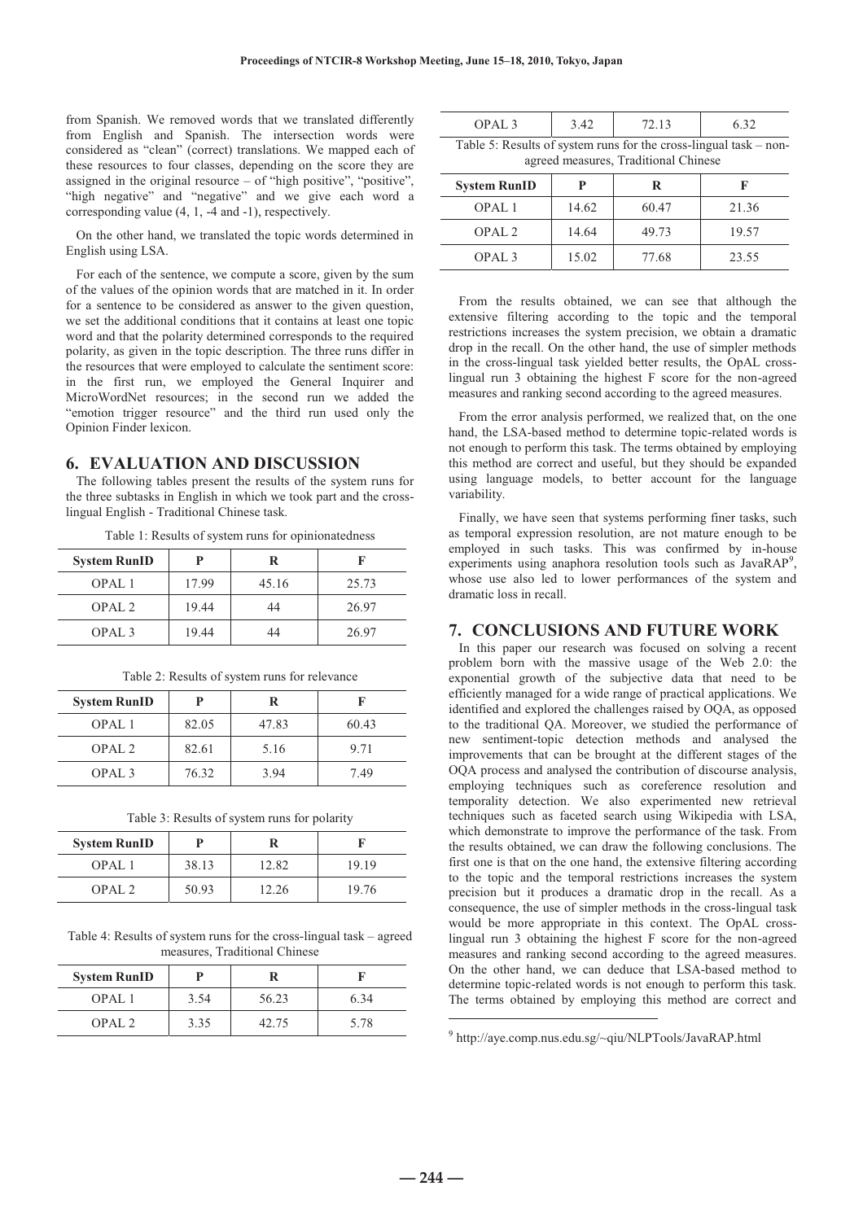from Spanish. We removed words that we translated differently from English and Spanish. The intersection words were considered as "clean" (correct) translations. We mapped each of these resources to four classes, depending on the score they are assigned in the original resource – of "high positive", "positive", "high negative" and "negative" and we give each word a corresponding value (4, 1, -4 and -1), respectively.

On the other hand, we translated the topic words determined in English using LSA.

For each of the sentence, we compute a score, given by the sum of the values of the opinion words that are matched in it. In order for a sentence to be considered as answer to the given question, we set the additional conditions that it contains at least one topic word and that the polarity determined corresponds to the required polarity, as given in the topic description. The three runs differ in the resources that were employed to calculate the sentiment score: in the first run, we employed the General Inquirer and MicroWordNet resources; in the second run we added the "emotion trigger resource" and the third run used only the Opinion Finder lexicon.

## 6. EVALUATION AND DISCUSSION

The following tables present the results of the system runs for the three subtasks in English in which we took part and the cross-lingual English - Traditional Chinese task.

Table 1: Results of system runs for opinionatedness

| System RunID | P | R | F |
|---|---|---|---|
| OPAL 1 | 17.99 | 45.16 | 25.73 |
| OPAL 2 | 19.44 | 44 | 26.97 |
| OPAL 3 | 19.44 | 44 | 26.97 |

Table 2: Results of system runs for relevance

| System RunID | P | R | F |
|---|---|---|---|
| OPAL 1 | 82.05 | 47.83 | 60.43 |
| OPAL 2 | 82.61 | 5.16 | 9.71 |
| OPAL 3 | 76.32 | 3.94 | 7.49 |

Table 3: Results of system runs for polarity

| System RunID | P | R | F |
|---|---|---|---|
| OPAL 1 | 38.13 | 12.82 | 19.19 |
| OPAL 2 | 50.93 | 12.26 | 19.76 |

Table 4: Results of system runs for the cross-lingual task – agreed measures, Traditional Chinese

| System RunID | P | R | F |
|---|---|---|---|
| OPAL 1 | 3.54 | 56.23 | 6.34 |
| OPAL 2 | 3.35 | 42.75 | 5.78 |
| OPAL 3 | 3.42 | 72.13 | 6.32 |

Table 5: Results of system runs for the cross-lingual task – non-agreed measures, Traditional Chinese

| System RunID | P | R | F |
|---|---|---|---|
| OPAL 1 | 14.62 | 60.47 | 21.36 |
| OPAL 2 | 14.64 | 49.73 | 19.57 |
| OPAL 3 | 15.02 | 77.68 | 23.55 |

From the results obtained, we can see that although the extensive filtering according to the topic and the temporal restrictions increases the system precision, we obtain a dramatic drop in the recall. On the other hand, the use of simpler methods in the cross-lingual task yielded better results, the OpAL cross-lingual run 3 obtaining the highest F score for the non-agreed measures and ranking second according to the agreed measures.

From the error analysis performed, we realized that, on the one hand, the LSA-based method to determine topic-related words is not enough to perform this task. The terms obtained by employing this method are correct and useful, but they should be expanded using language models, to better account for the language variability.

Finally, we have seen that systems performing finer tasks, such as temporal expression resolution, are not mature enough to be employed in such tasks. This was confirmed by in-house experiments using anaphora resolution tools such as JavaRAP[9], whose use also led to lower performances of the system and dramatic loss in recall.

## 7. CONCLUSIONS AND FUTURE WORK

In this paper our research was focused on solving a recent problem born with the massive usage of the Web 2.0: the exponential growth of the subjective data that need to be efficiently managed for a wide range of practical applications. We identified and explored the challenges raised by OQA, as opposed to the traditional QA. Moreover, we studied the performance of new sentiment-topic detection methods and analysed the improvements that can be brought at the different stages of the OQA process and analysed the contribution of discourse analysis, employing techniques such as coreference resolution and temporality detection. We also experimented new retrieval techniques such as faceted search using Wikipedia with LSA, which demonstrate to improve the performance of the task. From the results obtained, we can draw the following conclusions. The first one is that on the one hand, the extensive filtering according to the topic and the temporal restrictions increases the system precision but it produces a dramatic drop in the recall. As a consequence, the use of simpler methods in the cross-lingual task would be more appropriate in this context. The OpAL cross-lingual run 3 obtaining the highest F score for the non-agreed measures and ranking second according to the agreed measures. On the other hand, we can deduce that LSA-based method to determine topic-related words is not enough to perform this task. The terms obtained by employing this method are correct and

[9] http://aye.comp.nus.edu.sg/~qiu/NLPTools/JavaRAP.html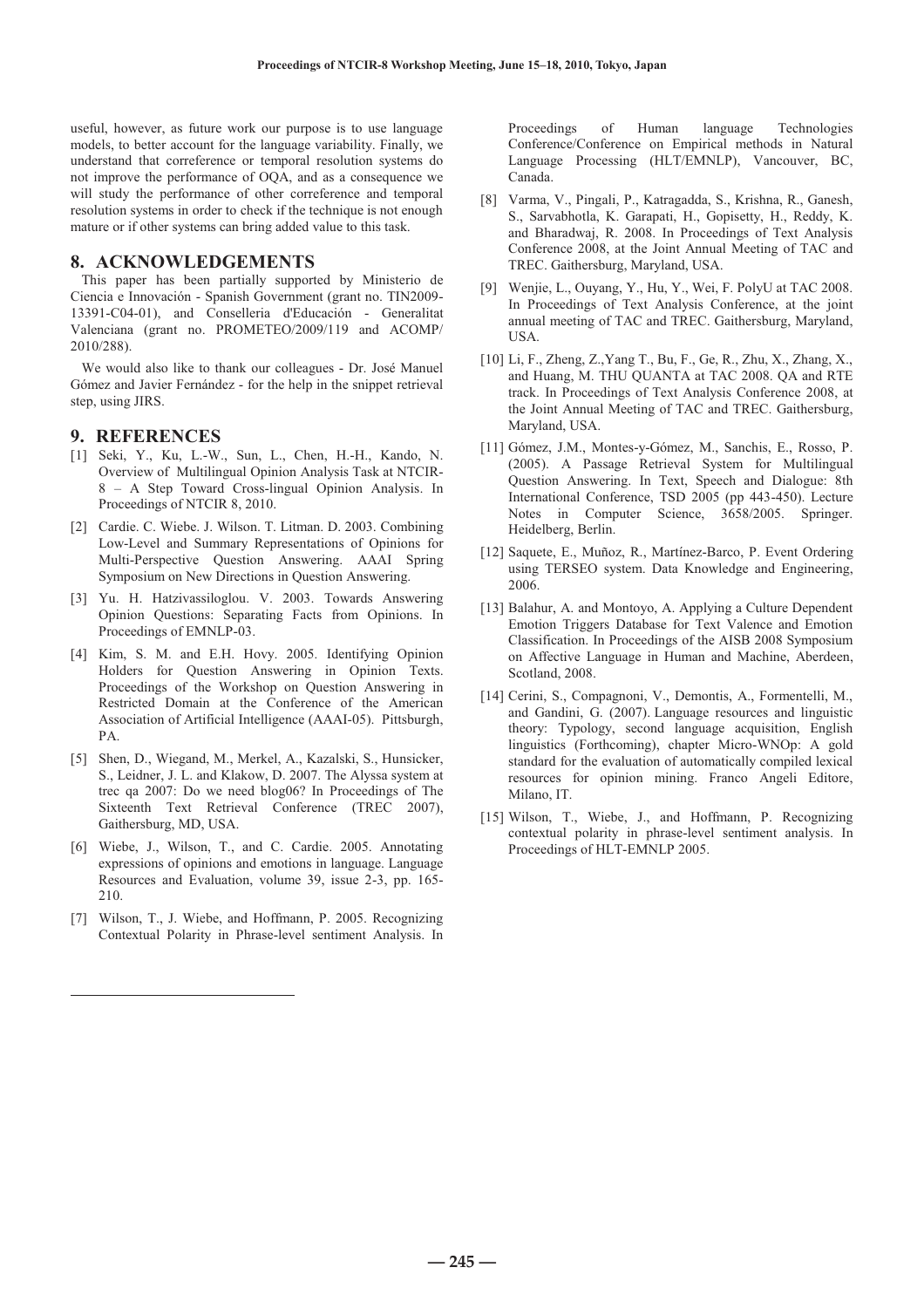useful, however, as future work our purpose is to use language models, to better account for the language variability. Finally, we understand that correference or temporal resolution systems do not improve the performance of OQA, and as a consequence we will study the performance of other correference and temporal resolution systems in order to check if the technique is not enough mature or if other systems can bring added value to this task.

## 8. ACKNOWLEDGEMENTS

This paper has been partially supported by Ministerio de Ciencia e Innovación - Spanish Government (grant no. TIN2009-13391-C04-01), and Conselleria d'Educación - Generalitat Valenciana (grant no. PROMETEO/2009/119 and ACOMP/2010/288).

We would also like to thank our colleagues - Dr. José Manuel Gómez and Javier Fernández - for the help in the snippet retrieval step, using JIRS.

## 9. REFERENCES

- [1] Seki, Y., Ku, L.-W., Sun, L., Chen, H.-H., Kando, N. Overview of Multilingual Opinion Analysis Task at NTCIR-8 – A Step Toward Cross-lingual Opinion Analysis. In Proceedings of NTCIR 8, 2010.
- [2] Cardie. C. Wiebe. J. Wilson. T. Litman. D. 2003. Combining Low-Level and Summary Representations of Opinions for Multi-Perspective Question Answering. AAAI Spring Symposium on New Directions in Question Answering.
- [3] Yu. H. Hatzivassiloglou. V. 2003. Towards Answering Opinion Questions: Separating Facts from Opinions. In Proceedings of EMNLP-03.
- [4] Kim, S. M. and E.H. Hovy. 2005. Identifying Opinion Holders for Question Answering in Opinion Texts. Proceedings of the Workshop on Question Answering in Restricted Domain at the Conference of the American Association of Artificial Intelligence (AAAI-05). Pittsburgh, PA.
- [5] Shen, D., Wiegand, M., Merkel, A., Kazalski, S., Hunsicker, S., Leidner, J. L. and Klakow, D. 2007. The Alyssa system at trec qa 2007: Do we need blog06? In Proceedings of The Sixteenth Text Retrieval Conference (TREC 2007), Gaithersburg, MD, USA.
- [6] Wiebe, J., Wilson, T., and C. Cardie. 2005. Annotating expressions of opinions and emotions in language. Language Resources and Evaluation, volume 39, issue 2-3, pp. 165-210.
- [7] Wilson, T., J. Wiebe, and Hoffmann, P. 2005. Recognizing Contextual Polarity in Phrase-level sentiment Analysis. In Proceedings of Human language Technologies Conference/Conference on Empirical methods in Natural Language Processing (HLT/EMNLP), Vancouver, BC, Canada.
- [8] Varma, V., Pingali, P., Katragadda, S., Krishna, R., Ganesh, S., Sarvabhotla, K. Garapati, H., Gopisetty, H., Reddy, K. and Bharadwaj, R. 2008. In Proceedings of Text Analysis Conference 2008, at the Joint Annual Meeting of TAC and TREC. Gaithersburg, Maryland, USA.
- [9] Wenjie, L., Ouyang, Y., Hu, Y., Wei, F. PolyU at TAC 2008. In Proceedings of Text Analysis Conference, at the joint annual meeting of TAC and TREC. Gaithersburg, Maryland, USA.
- [10] Li, F., Zheng, Z.,Yang T., Bu, F., Ge, R., Zhu, X., Zhang, X., and Huang, M. THU QUANTA at TAC 2008. QA and RTE track. In Proceedings of Text Analysis Conference 2008, at the Joint Annual Meeting of TAC and TREC. Gaithersburg, Maryland, USA.
- [11] Gómez, J.M., Montes-y-Gómez, M., Sanchis, E., Rosso, P. (2005). A Passage Retrieval System for Multilingual Question Answering. In Text, Speech and Dialogue: 8th International Conference, TSD 2005 (pp 443-450). Lecture Notes in Computer Science, 3658/2005. Springer. Heidelberg, Berlin.
- [12] Saquete, E., Muñoz, R., Martínez-Barco, P. Event Ordering using TERSEO system. Data Knowledge and Engineering, 2006.
- [13] Balahur, A. and Montoyo, A. Applying a Culture Dependent Emotion Triggers Database for Text Valence and Emotion Classification. In Proceedings of the AISB 2008 Symposium on Affective Language in Human and Machine, Aberdeen, Scotland, 2008.
- [14] Cerini, S., Compagnoni, V., Demontis, A., Formentelli, M., and Gandini, G. (2007). Language resources and linguistic theory: Typology, second language acquisition, English linguistics (Forthcoming), chapter Micro-WNOp: A gold standard for the evaluation of automatically compiled lexical resources for opinion mining. Franco Angeli Editore, Milano, IT.
- [15] Wilson, T., Wiebe, J., and Hoffmann, P. Recognizing contextual polarity in phrase-level sentiment analysis. In Proceedings of HLT-EMNLP 2005.